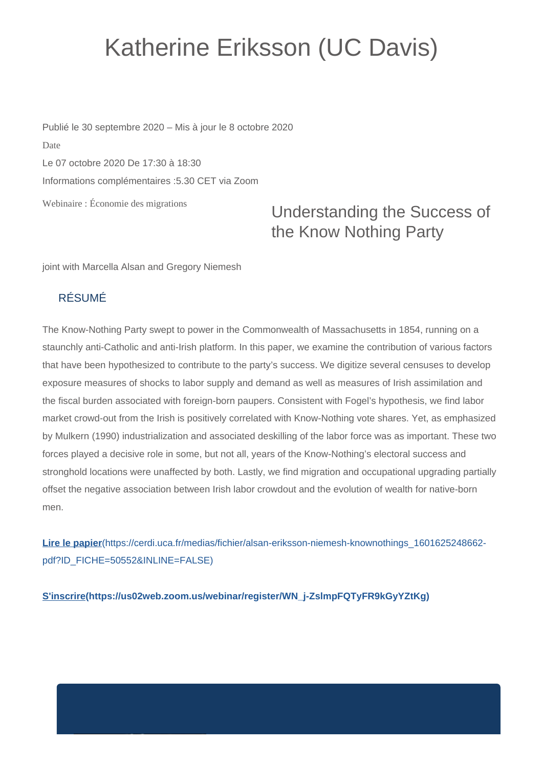# Katherine Eriksson (UC Davis)

Publié le 30 septembre 2020 – Mis à jour le 8 octobre 2020

Date

Le 07 octobre 2020 De 17:30 à 18:30

Informations complémentaires :5.30 CET via Zoom

Webinaire : Économie des migrations

## Understanding the Success of the Know Nothing Party

joint with Marcella Alsan and Gregory Niemesh

### RÉSUMÉ

The Know-Nothing Party swept to power in the Commonwealth of Massachusetts in 1854, running on a staunchly anti-Catholic and anti-Irish platform. In this paper, we examine the contribution of various factors that have been hypothesized to contribute to the party's success. We digitize several censuses to develop exposure measures of shocks to labor supply and demand as well as measures of Irish assimilation and the fiscal burden associated with foreign-born paupers. Consistent with Fogel's hypothesis, we find labor market crowd-out from the Irish is positively correlated with Know-Nothing vote shares. Yet, as emphasized by Mulkern (1990) industrialization and associated deskilling of the labor force was as important. These two forces played a decisive role in some, but not all, years of the Know-Nothing's electoral success and stronghold locations were unaffected by both. Lastly, we find migration and occupational upgrading partially offset the negative association between Irish labor crowdout and the evolution of wealth for native-born men.

**Lire le papier**(https://cerdi.uca.fr/medias/fichier/alsan-eriksson-niemesh-knownothings_1601625248662-pdf?ID_FICHE=50552&INLINE=FALSE)

**S'inscrire(https://us02web.zoom.us/webinar/register/WN_j-ZslmpFQTyFR9kGyYZtKg)**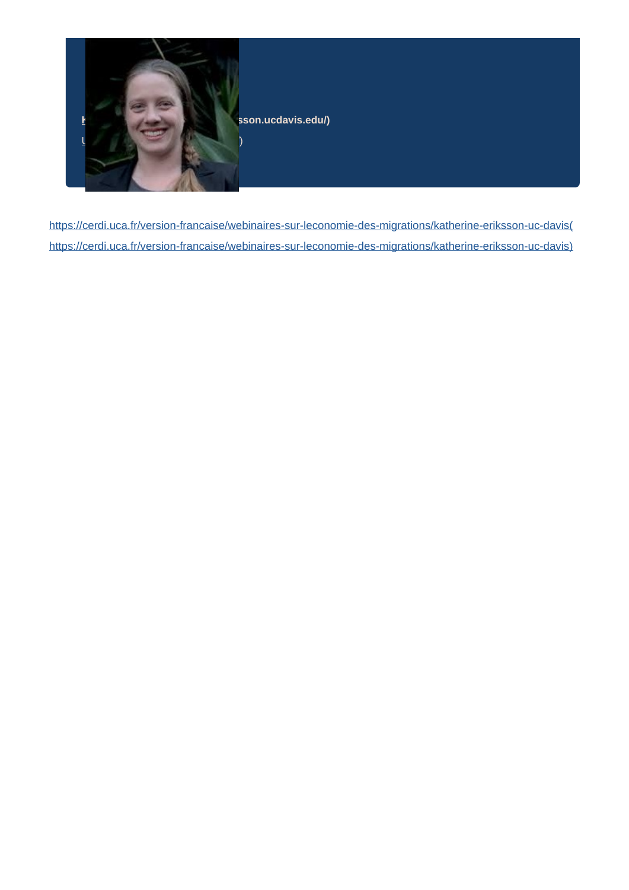**K sson.ucdavis.edu/)**

U )

https://cerdi.uca.fr/version-francaise/webinaires-sur-leconomie-des-migrations/katherine-eriksson-uc-davis(
https://cerdi.uca.fr/version-francaise/webinaires-sur-leconomie-des-migrations/katherine-eriksson-uc-davis)